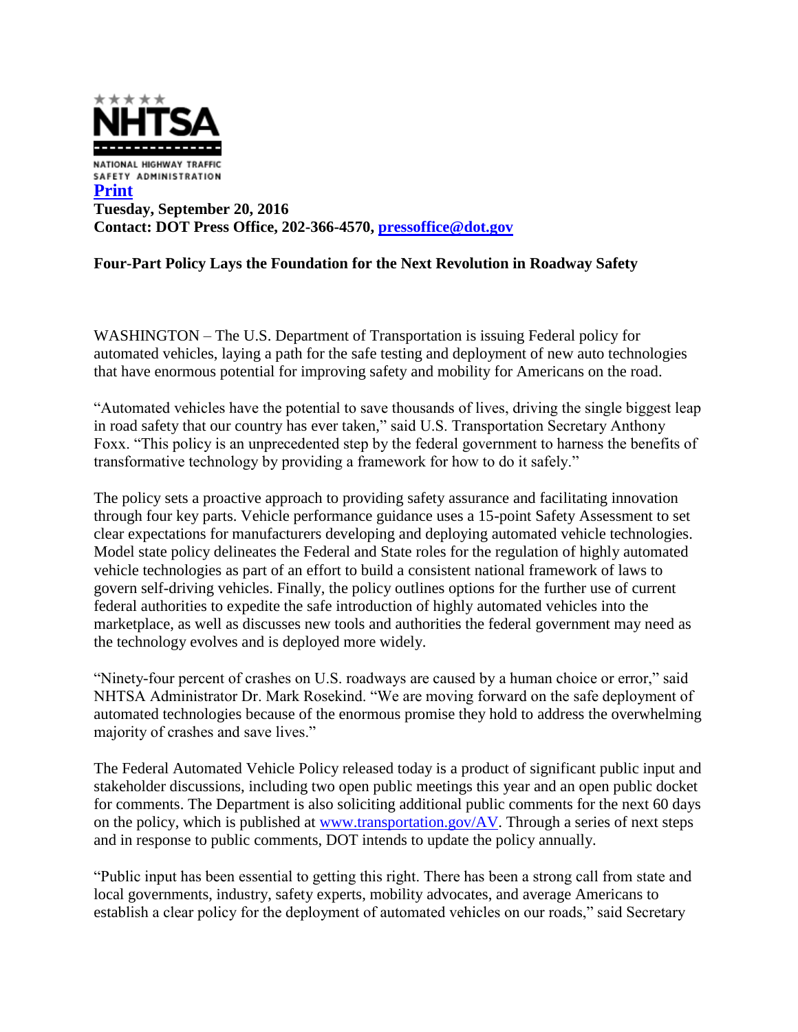NATIONAL HIGHWAY TRAFFIC SAFETY ADMINISTRATION

[Print]

**Tuesday, September 20, 2016**
**Contact: DOT Press Office, 202-366-4570, [pressoffice@dot.gov](mailto:pressoffice@dot.gov)**

**Four-Part Policy Lays the Foundation for the Next Revolution in Roadway Safety**

WASHINGTON – The U.S. Department of Transportation is issuing Federal policy for automated vehicles, laying a path for the safe testing and deployment of new auto technologies that have enormous potential for improving safety and mobility for Americans on the road.

"Automated vehicles have the potential to save thousands of lives, driving the single biggest leap in road safety that our country has ever taken," said U.S. Transportation Secretary Anthony Foxx. "This policy is an unprecedented step by the federal government to harness the benefits of transformative technology by providing a framework for how to do it safely."

The policy sets a proactive approach to providing safety assurance and facilitating innovation through four key parts. Vehicle performance guidance uses a 15-point Safety Assessment to set clear expectations for manufacturers developing and deploying automated vehicle technologies. Model state policy delineates the Federal and State roles for the regulation of highly automated vehicle technologies as part of an effort to build a consistent national framework of laws to govern self-driving vehicles. Finally, the policy outlines options for the further use of current federal authorities to expedite the safe introduction of highly automated vehicles into the marketplace, as well as discusses new tools and authorities the federal government may need as the technology evolves and is deployed more widely.

"Ninety-four percent of crashes on U.S. roadways are caused by a human choice or error," said NHTSA Administrator Dr. Mark Rosekind. "We are moving forward on the safe deployment of automated technologies because of the enormous promise they hold to address the overwhelming majority of crashes and save lives."

The Federal Automated Vehicle Policy released today is a product of significant public input and stakeholder discussions, including two open public meetings this year and an open public docket for comments. The Department is also soliciting additional public comments for the next 60 days on the policy, which is published at [www.transportation.gov/AV](http://www.transportation.gov/AV). Through a series of next steps and in response to public comments, DOT intends to update the policy annually.

"Public input has been essential to getting this right. There has been a strong call from state and local governments, industry, safety experts, mobility advocates, and average Americans to establish a clear policy for the deployment of automated vehicles on our roads," said Secretary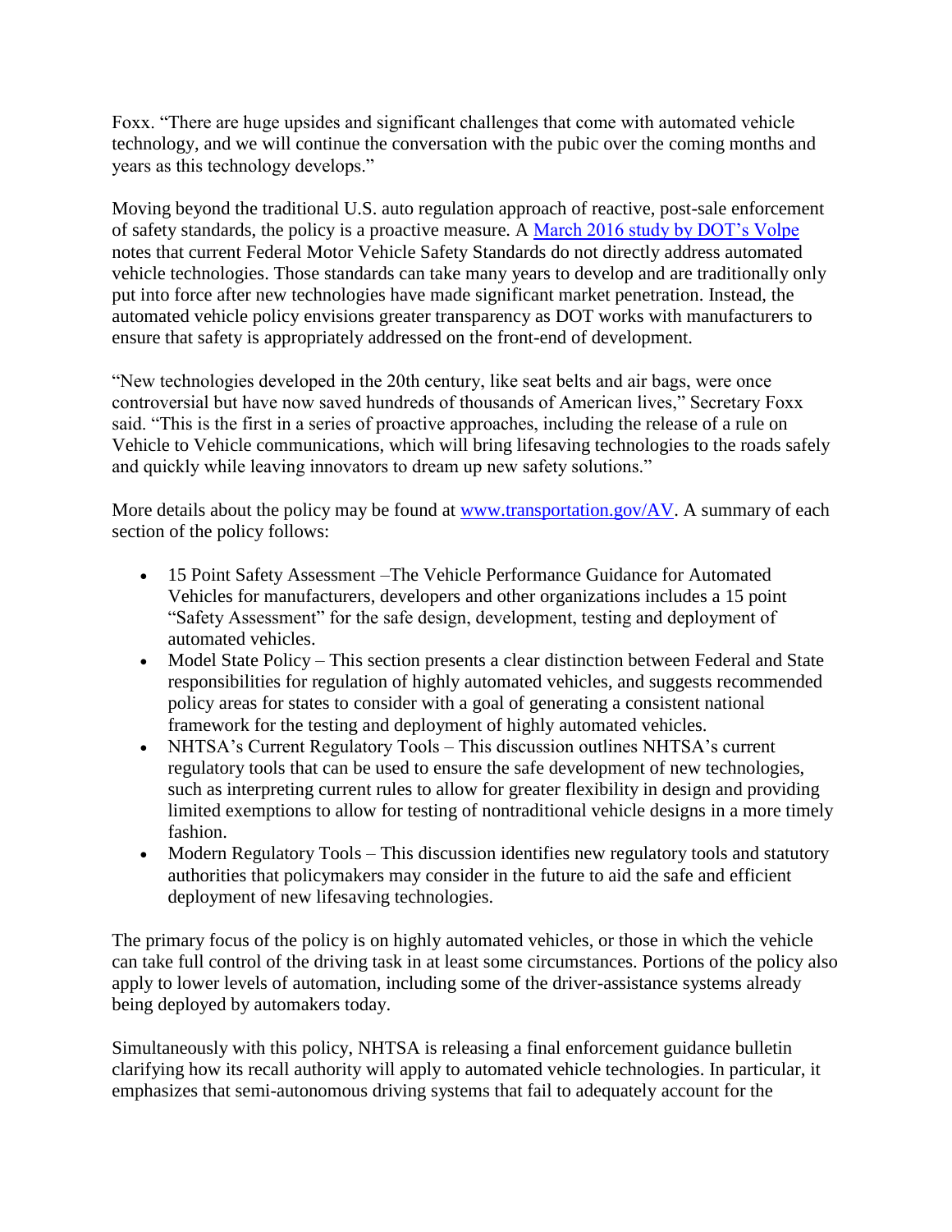Foxx. "There are huge upsides and significant challenges that come with automated vehicle technology, and we will continue the conversation with the pubic over the coming months and years as this technology develops."

Moving beyond the traditional U.S. auto regulation approach of reactive, post-sale enforcement of safety standards, the policy is a proactive measure. A [March 2016 study by DOT's Volpe](#) notes that current Federal Motor Vehicle Safety Standards do not directly address automated vehicle technologies. Those standards can take many years to develop and are traditionally only put into force after new technologies have made significant market penetration. Instead, the automated vehicle policy envisions greater transparency as DOT works with manufacturers to ensure that safety is appropriately addressed on the front-end of development.

"New technologies developed in the 20th century, like seat belts and air bags, were once controversial but have now saved hundreds of thousands of American lives," Secretary Foxx said. "This is the first in a series of proactive approaches, including the release of a rule on Vehicle to Vehicle communications, which will bring lifesaving technologies to the roads safely and quickly while leaving innovators to dream up new safety solutions."

More details about the policy may be found at [www.transportation.gov/AV](www.transportation.gov/AV). A summary of each section of the policy follows:

- 15 Point Safety Assessment –The Vehicle Performance Guidance for Automated Vehicles for manufacturers, developers and other organizations includes a 15 point "Safety Assessment" for the safe design, development, testing and deployment of automated vehicles.
- Model State Policy – This section presents a clear distinction between Federal and State responsibilities for regulation of highly automated vehicles, and suggests recommended policy areas for states to consider with a goal of generating a consistent national framework for the testing and deployment of highly automated vehicles.
- NHTSA's Current Regulatory Tools – This discussion outlines NHTSA's current regulatory tools that can be used to ensure the safe development of new technologies, such as interpreting current rules to allow for greater flexibility in design and providing limited exemptions to allow for testing of nontraditional vehicle designs in a more timely fashion.
- Modern Regulatory Tools – This discussion identifies new regulatory tools and statutory authorities that policymakers may consider in the future to aid the safe and efficient deployment of new lifesaving technologies.

The primary focus of the policy is on highly automated vehicles, or those in which the vehicle can take full control of the driving task in at least some circumstances. Portions of the policy also apply to lower levels of automation, including some of the driver-assistance systems already being deployed by automakers today.

Simultaneously with this policy, NHTSA is releasing a final enforcement guidance bulletin clarifying how its recall authority will apply to automated vehicle technologies. In particular, it emphasizes that semi-autonomous driving systems that fail to adequately account for the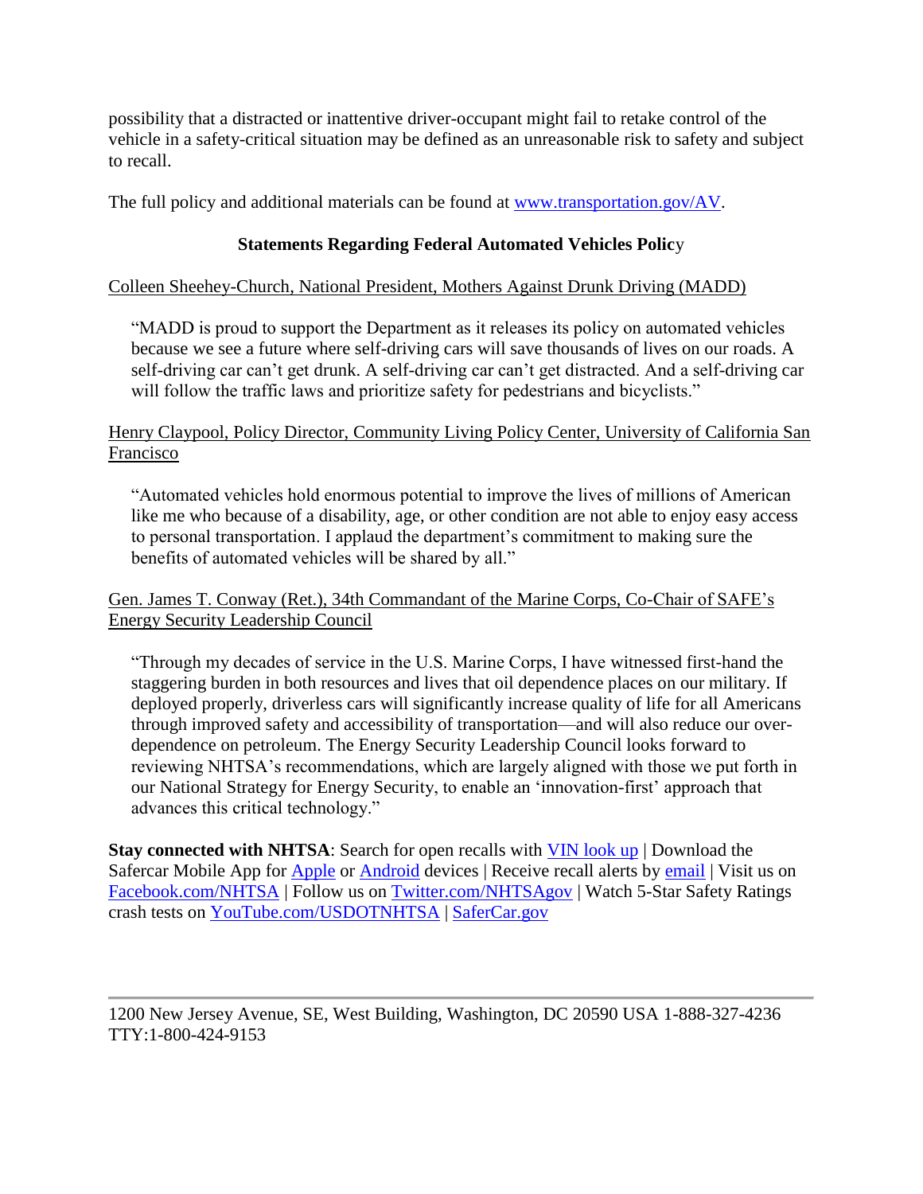possibility that a distracted or inattentive driver-occupant might fail to retake control of the vehicle in a safety-critical situation may be defined as an unreasonable risk to safety and subject to recall.

The full policy and additional materials can be found at [www.transportation.gov/AV](www.transportation.gov/AV).

## Statements Regarding Federal Automated Vehicles Policy

Colleen Sheehey-Church, National President, Mothers Against Drunk Driving (MADD)

> "MADD is proud to support the Department as it releases its policy on automated vehicles because we see a future where self-driving cars will save thousands of lives on our roads. A self-driving car can't get drunk. A self-driving car can't get distracted. And a self-driving car will follow the traffic laws and prioritize safety for pedestrians and bicyclists."

Henry Claypool, Policy Director, Community Living Policy Center, University of California San Francisco

> "Automated vehicles hold enormous potential to improve the lives of millions of American like me who because of a disability, age, or other condition are not able to enjoy easy access to personal transportation. I applaud the department's commitment to making sure the benefits of automated vehicles will be shared by all."

Gen. James T. Conway (Ret.), 34th Commandant of the Marine Corps, Co-Chair of SAFE's Energy Security Leadership Council

> "Through my decades of service in the U.S. Marine Corps, I have witnessed first-hand the staggering burden in both resources and lives that oil dependence places on our military. If deployed properly, driverless cars will significantly increase quality of life for all Americans through improved safety and accessibility of transportation—and will also reduce our over-dependence on petroleum. The Energy Security Leadership Council looks forward to reviewing NHTSA's recommendations, which are largely aligned with those we put forth in our National Strategy for Energy Security, to enable an 'innovation-first' approach that advances this critical technology."

**Stay connected with NHTSA**: Search for open recalls with VIN look up | Download the Safercar Mobile App for Apple or Android devices | Receive recall alerts by email | Visit us on Facebook.com/NHTSA | Follow us on Twitter.com/NHTSAgov | Watch 5-Star Safety Ratings crash tests on YouTube.com/USDOTNHTSA | SaferCar.gov

---

1200 New Jersey Avenue, SE, West Building, Washington, DC 20590 USA 1-888-327-4236 TTY:1-800-424-9153